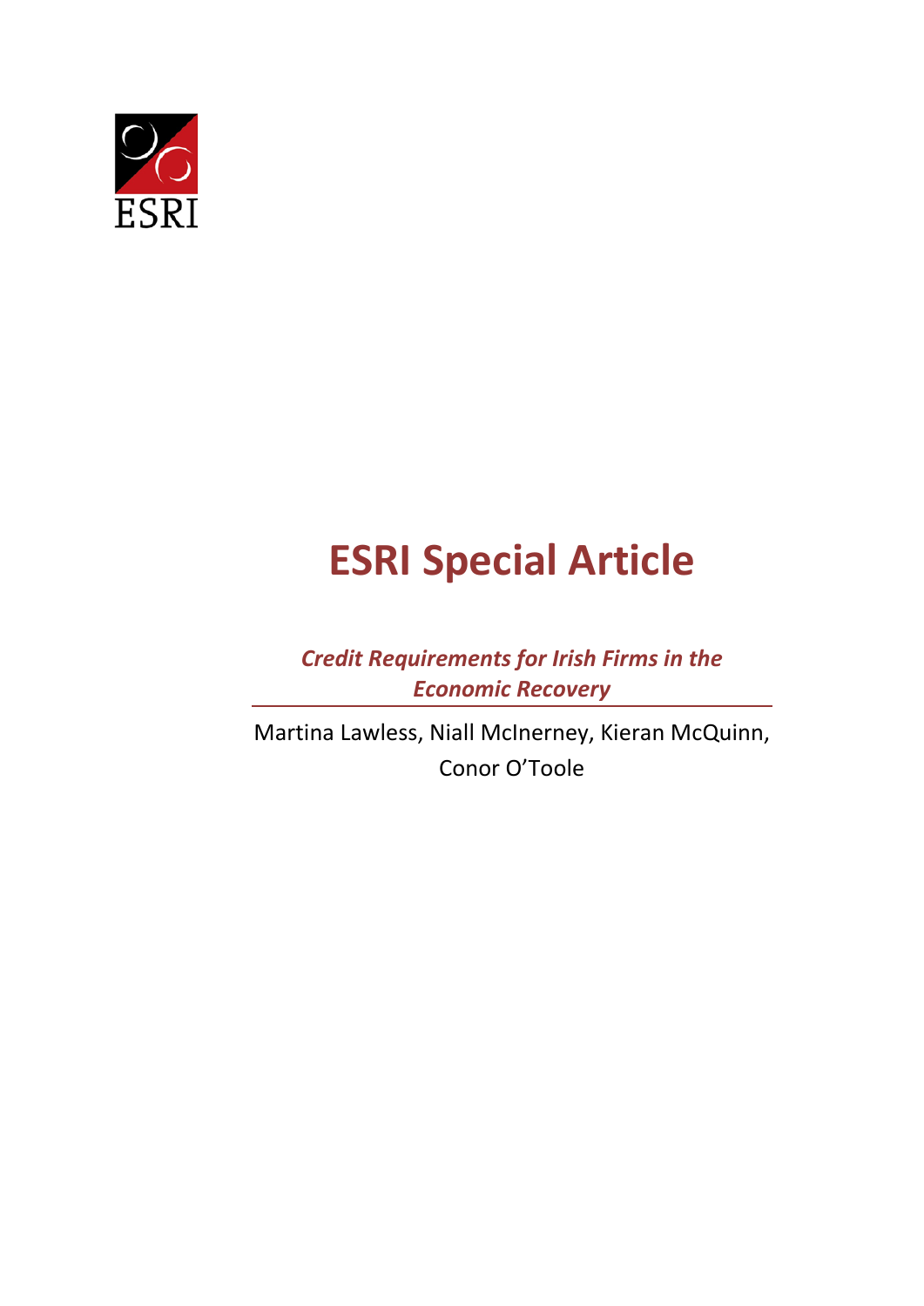ESRI

# ESRI Special Article

***Credit Requirements for Irish Firms in the Economic Recovery***

Martina Lawless, Niall McInerney, Kieran McQuinn, Conor O'Toole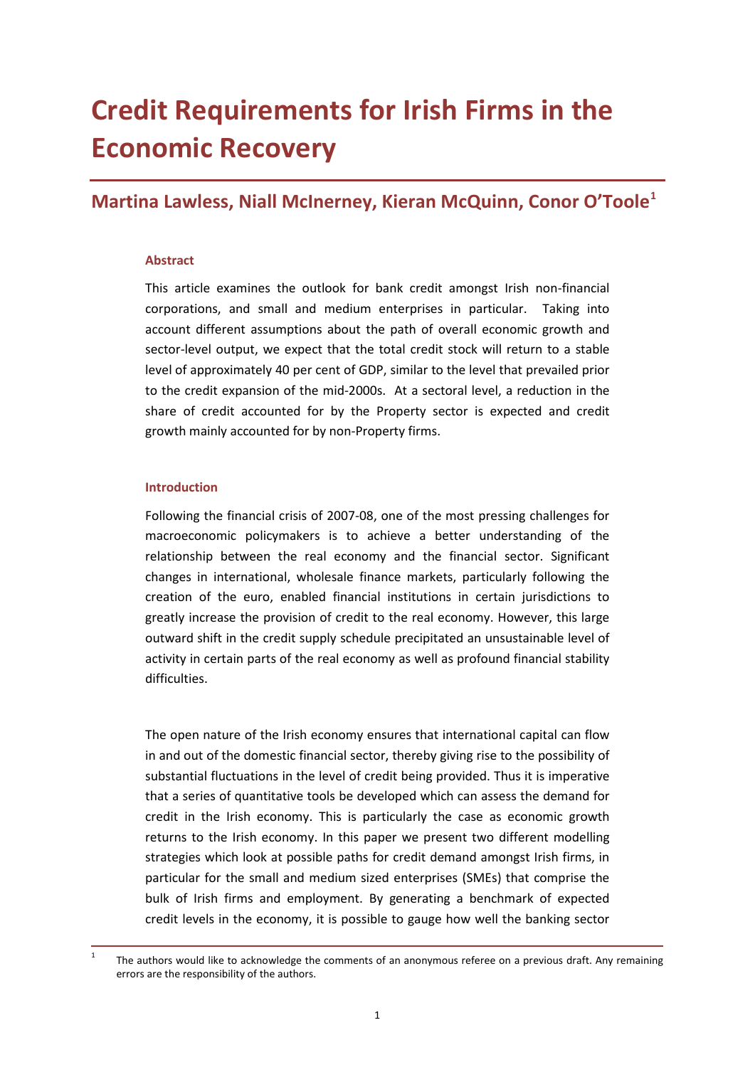# Credit Requirements for Irish Firms in the Economic Recovery

## Martina Lawless, Niall McInerney, Kieran McQuinn, Conor O'Toole[1]

### Abstract

This article examines the outlook for bank credit amongst Irish non-financial corporations, and small and medium enterprises in particular. Taking into account different assumptions about the path of overall economic growth and sector-level output, we expect that the total credit stock will return to a stable level of approximately 40 per cent of GDP, similar to the level that prevailed prior to the credit expansion of the mid-2000s. At a sectoral level, a reduction in the share of credit accounted for by the Property sector is expected and credit growth mainly accounted for by non-Property firms.

### Introduction

Following the financial crisis of 2007-08, one of the most pressing challenges for macroeconomic policymakers is to achieve a better understanding of the relationship between the real economy and the financial sector. Significant changes in international, wholesale finance markets, particularly following the creation of the euro, enabled financial institutions in certain jurisdictions to greatly increase the provision of credit to the real economy. However, this large outward shift in the credit supply schedule precipitated an unsustainable level of activity in certain parts of the real economy as well as profound financial stability difficulties.

The open nature of the Irish economy ensures that international capital can flow in and out of the domestic financial sector, thereby giving rise to the possibility of substantial fluctuations in the level of credit being provided. Thus it is imperative that a series of quantitative tools be developed which can assess the demand for credit in the Irish economy. This is particularly the case as economic growth returns to the Irish economy. In this paper we present two different modelling strategies which look at possible paths for credit demand amongst Irish firms, in particular for the small and medium sized enterprises (SMEs) that comprise the bulk of Irish firms and employment. By generating a benchmark of expected credit levels in the economy, it is possible to gauge how well the banking sector

[1] The authors would like to acknowledge the comments of an anonymous referee on a previous draft. Any remaining errors are the responsibility of the authors.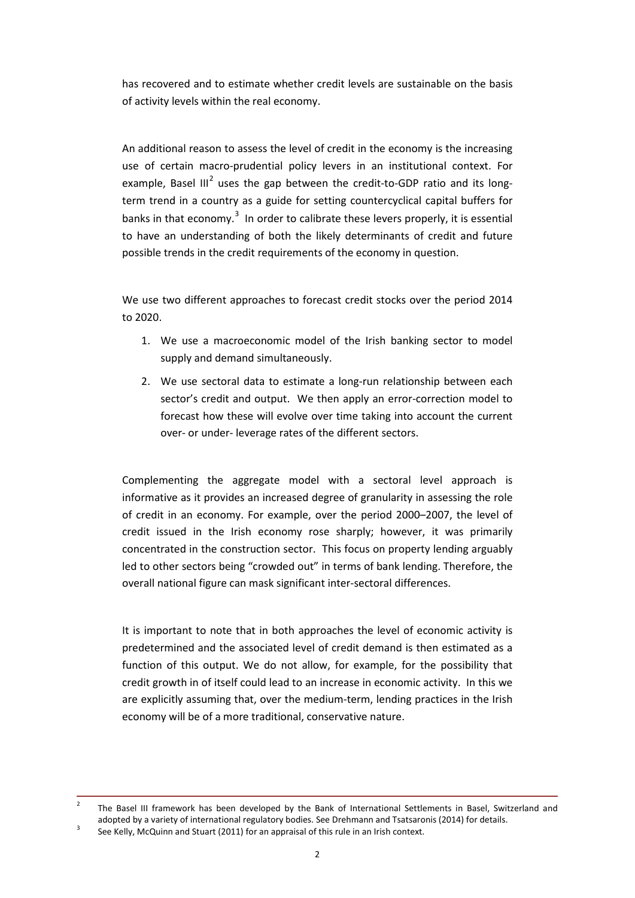has recovered and to estimate whether credit levels are sustainable on the basis of activity levels within the real economy.

An additional reason to assess the level of credit in the economy is the increasing use of certain macro-prudential policy levers in an institutional context. For example, Basel III[2] uses the gap between the credit-to-GDP ratio and its long-term trend in a country as a guide for setting countercyclical capital buffers for banks in that economy.[3] In order to calibrate these levers properly, it is essential to have an understanding of both the likely determinants of credit and future possible trends in the credit requirements of the economy in question.

We use two different approaches to forecast credit stocks over the period 2014 to 2020.

1. We use a macroeconomic model of the Irish banking sector to model supply and demand simultaneously.
2. We use sectoral data to estimate a long-run relationship between each sector's credit and output. We then apply an error-correction model to forecast how these will evolve over time taking into account the current over- or under- leverage rates of the different sectors.

Complementing the aggregate model with a sectoral level approach is informative as it provides an increased degree of granularity in assessing the role of credit in an economy. For example, over the period 2000–2007, the level of credit issued in the Irish economy rose sharply; however, it was primarily concentrated in the construction sector. This focus on property lending arguably led to other sectors being "crowded out" in terms of bank lending. Therefore, the overall national figure can mask significant inter-sectoral differences.

It is important to note that in both approaches the level of economic activity is predetermined and the associated level of credit demand is then estimated as a function of this output. We do not allow, for example, for the possibility that credit growth in of itself could lead to an increase in economic activity. In this we are explicitly assuming that, over the medium-term, lending practices in the Irish economy will be of a more traditional, conservative nature.

---

[2] The Basel III framework has been developed by the Bank of International Settlements in Basel, Switzerland and adopted by a variety of international regulatory bodies. See Drehmann and Tsatsaronis (2014) for details.

[3] See Kelly, McQuinn and Stuart (2011) for an appraisal of this rule in an Irish context.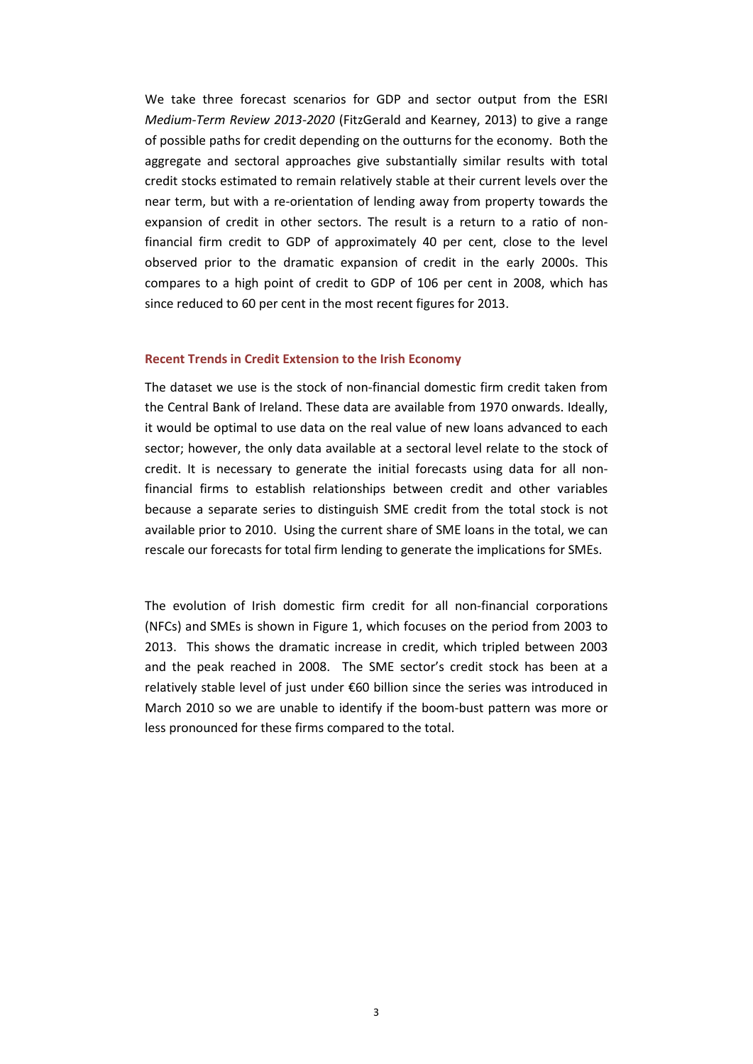We take three forecast scenarios for GDP and sector output from the ESRI *Medium-Term Review 2013-2020* (FitzGerald and Kearney, 2013) to give a range of possible paths for credit depending on the outturns for the economy. Both the aggregate and sectoral approaches give substantially similar results with total credit stocks estimated to remain relatively stable at their current levels over the near term, but with a re-orientation of lending away from property towards the expansion of credit in other sectors. The result is a return to a ratio of non-financial firm credit to GDP of approximately 40 per cent, close to the level observed prior to the dramatic expansion of credit in the early 2000s. This compares to a high point of credit to GDP of 106 per cent in 2008, which has since reduced to 60 per cent in the most recent figures for 2013.

## Recent Trends in Credit Extension to the Irish Economy

The dataset we use is the stock of non-financial domestic firm credit taken from the Central Bank of Ireland. These data are available from 1970 onwards. Ideally, it would be optimal to use data on the real value of new loans advanced to each sector; however, the only data available at a sectoral level relate to the stock of credit. It is necessary to generate the initial forecasts using data for all non-financial firms to establish relationships between credit and other variables because a separate series to distinguish SME credit from the total stock is not available prior to 2010. Using the current share of SME loans in the total, we can rescale our forecasts for total firm lending to generate the implications for SMEs.

The evolution of Irish domestic firm credit for all non-financial corporations (NFCs) and SMEs is shown in Figure 1, which focuses on the period from 2003 to 2013. This shows the dramatic increase in credit, which tripled between 2003 and the peak reached in 2008. The SME sector's credit stock has been at a relatively stable level of just under €60 billion since the series was introduced in March 2010 so we are unable to identify if the boom-bust pattern was more or less pronounced for these firms compared to the total.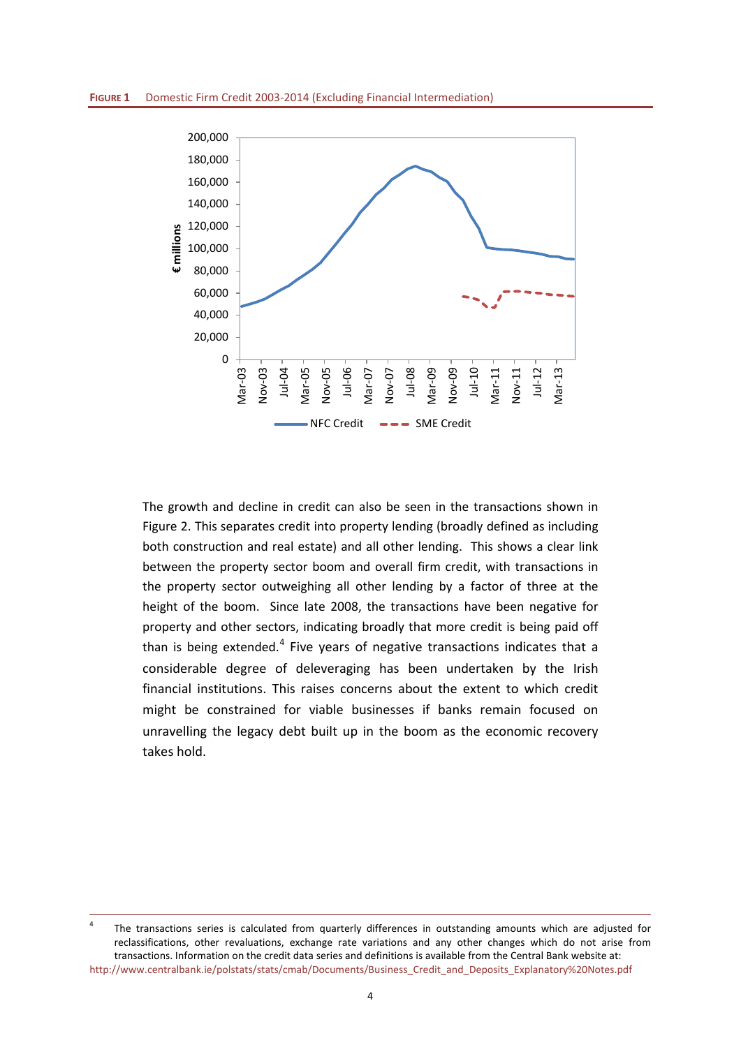**FIGURE 1** Domestic Firm Credit 2003-2014 (Excluding Financial Intermediation)

The growth and decline in credit can also be seen in the transactions shown in Figure 2. This separates credit into property lending (broadly defined as including both construction and real estate) and all other lending. This shows a clear link between the property sector boom and overall firm credit, with transactions in the property sector outweighing all other lending by a factor of three at the height of the boom. Since late 2008, the transactions have been negative for property and other sectors, indicating broadly that more credit is being paid off than is being extended.[4] Five years of negative transactions indicates that a considerable degree of deleveraging has been undertaken by the Irish financial institutions. This raises concerns about the extent to which credit might be constrained for viable businesses if banks remain focused on unravelling the legacy debt built up in the boom as the economic recovery takes hold.

[4] The transactions series is calculated from quarterly differences in outstanding amounts which are adjusted for reclassifications, other revaluations, exchange rate variations and any other changes which do not arise from transactions. Information on the credit data series and definitions is available from the Central Bank website at: http://www.centralbank.ie/polstats/stats/cmab/Documents/Business_Credit_and_Deposits_Explanatory%20Notes.pdf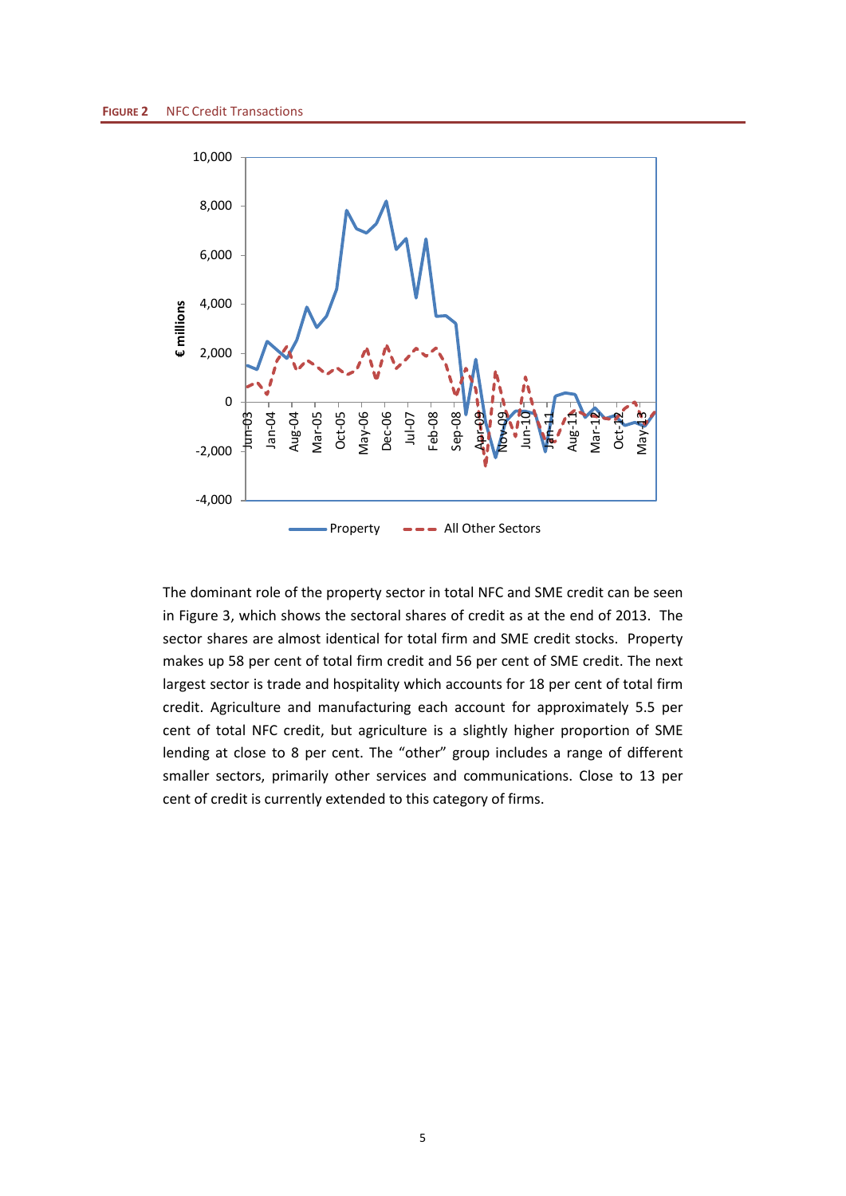**FIGURE 2** NFC Credit Transactions

The dominant role of the property sector in total NFC and SME credit can be seen in Figure 3, which shows the sectoral shares of credit as at the end of 2013. The sector shares are almost identical for total firm and SME credit stocks. Property makes up 58 per cent of total firm credit and 56 per cent of SME credit. The next largest sector is trade and hospitality which accounts for 18 per cent of total firm credit. Agriculture and manufacturing each account for approximately 5.5 per cent of total NFC credit, but agriculture is a slightly higher proportion of SME lending at close to 8 per cent. The "other" group includes a range of different smaller sectors, primarily other services and communications. Close to 13 per cent of credit is currently extended to this category of firms.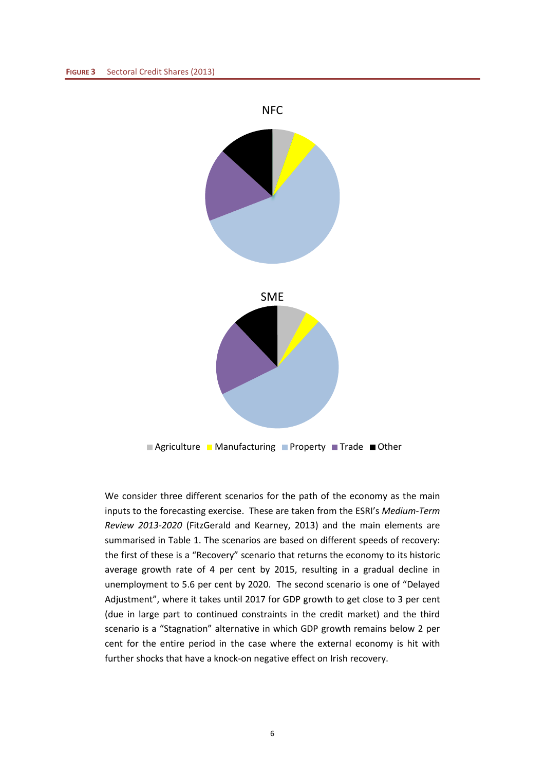**FIGURE 3** Sectoral Credit Shares (2013)

NFC

SME

Agriculture Manufacturing Property Trade Other

We consider three different scenarios for the path of the economy as the main inputs to the forecasting exercise. These are taken from the ESRI's *Medium-Term Review 2013-2020* (FitzGerald and Kearney, 2013) and the main elements are summarised in Table 1. The scenarios are based on different speeds of recovery: the first of these is a "Recovery" scenario that returns the economy to its historic average growth rate of 4 per cent by 2015, resulting in a gradual decline in unemployment to 5.6 per cent by 2020. The second scenario is one of "Delayed Adjustment", where it takes until 2017 for GDP growth to get close to 3 per cent (due in large part to continued constraints in the credit market) and the third scenario is a "Stagnation" alternative in which GDP growth remains below 2 per cent for the entire period in the case where the external economy is hit with further shocks that have a knock-on negative effect on Irish recovery.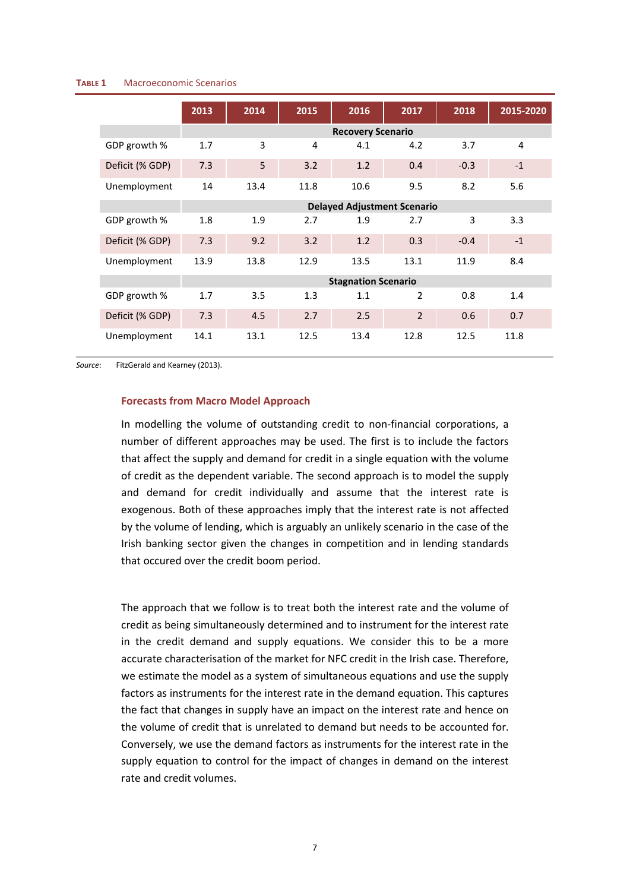**TABLE 1** Macroeconomic Scenarios

| | 2013 | 2014 | 2015 | 2016 | 2017 | 2018 | 2015-2020 |
|---|---|---|---|---|---|---|---|
| | **Recovery Scenario** | | | | | | |
| GDP growth % | 1.7 | 3 | 4 | 4.1 | 4.2 | 3.7 | 4 |
| Deficit (% GDP) | 7.3 | 5 | 3.2 | 1.2 | 0.4 | -0.3 | -1 |
| Unemployment | 14 | 13.4 | 11.8 | 10.6 | 9.5 | 8.2 | 5.6 |
| | **Delayed Adjustment Scenario** | | | | | | |
| GDP growth % | 1.8 | 1.9 | 2.7 | 1.9 | 2.7 | 3 | 3.3 |
| Deficit (% GDP) | 7.3 | 9.2 | 3.2 | 1.2 | 0.3 | -0.4 | -1 |
| Unemployment | 13.9 | 13.8 | 12.9 | 13.5 | 13.1 | 11.9 | 8.4 |
| | **Stagnation Scenario** | | | | | | |
| GDP growth % | 1.7 | 3.5 | 1.3 | 1.1 | 2 | 0.8 | 1.4 |
| Deficit (% GDP) | 7.3 | 4.5 | 2.7 | 2.5 | 2 | 0.6 | 0.7 |
| Unemployment | 14.1 | 13.1 | 12.5 | 13.4 | 12.8 | 12.5 | 11.8 |

*Source*: FitzGerald and Kearney (2013).

### Forecasts from Macro Model Approach

In modelling the volume of outstanding credit to non-financial corporations, a number of different approaches may be used. The first is to include the factors that affect the supply and demand for credit in a single equation with the volume of credit as the dependent variable. The second approach is to model the supply and demand for credit individually and assume that the interest rate is exogenous. Both of these approaches imply that the interest rate is not affected by the volume of lending, which is arguably an unlikely scenario in the case of the Irish banking sector given the changes in competition and in lending standards that occured over the credit boom period.

The approach that we follow is to treat both the interest rate and the volume of credit as being simultaneously determined and to instrument for the interest rate in the credit demand and supply equations. We consider this to be a more accurate characterisation of the market for NFC credit in the Irish case. Therefore, we estimate the model as a system of simultaneous equations and use the supply factors as instruments for the interest rate in the demand equation. This captures the fact that changes in supply have an impact on the interest rate and hence on the volume of credit that is unrelated to demand but needs to be accounted for. Conversely, we use the demand factors as instruments for the interest rate in the supply equation to control for the impact of changes in demand on the interest rate and credit volumes.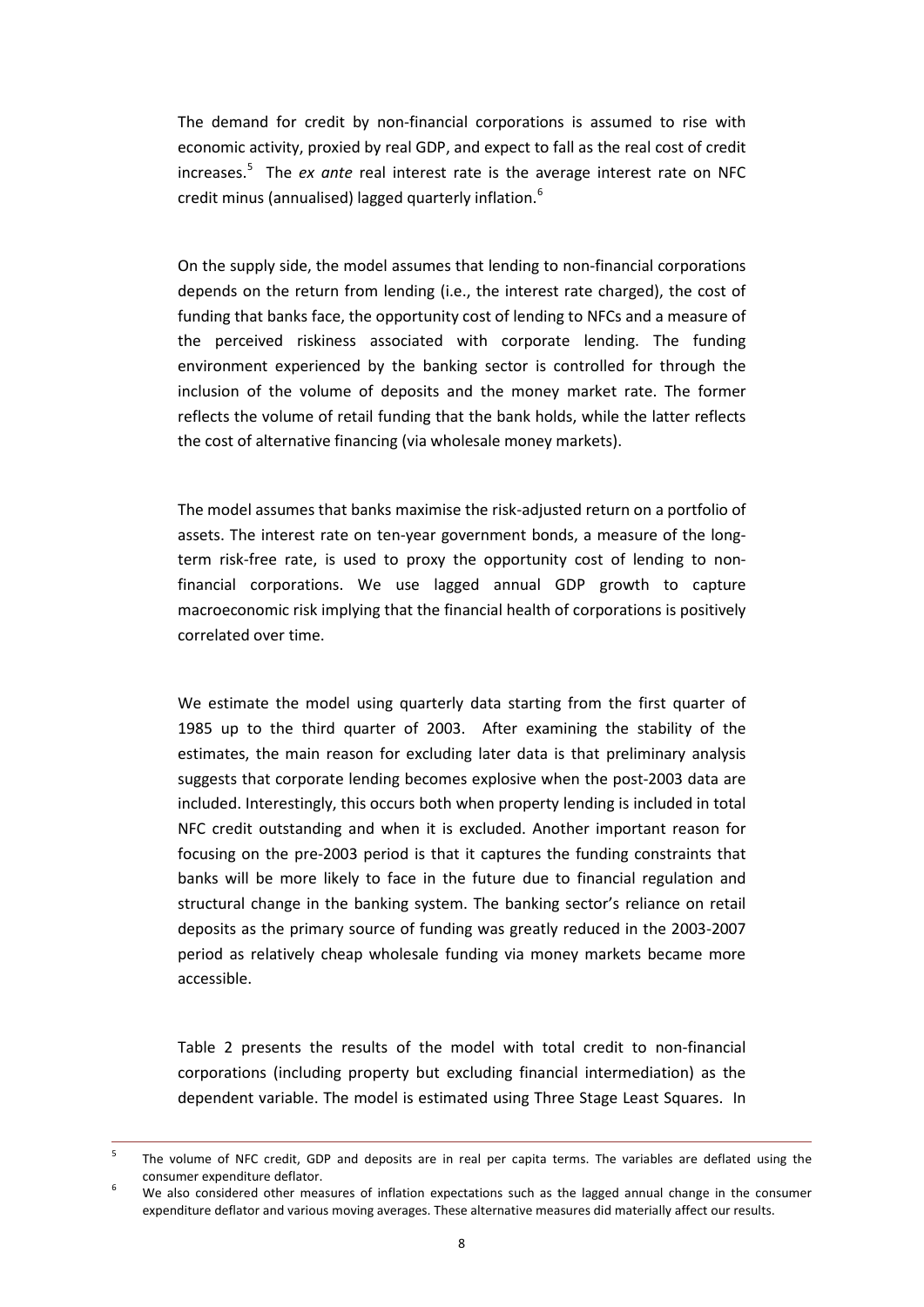The demand for credit by non-financial corporations is assumed to rise with economic activity, proxied by real GDP, and expect to fall as the real cost of credit increases.[5] The *ex ante* real interest rate is the average interest rate on NFC credit minus (annualised) lagged quarterly inflation.[6]

On the supply side, the model assumes that lending to non-financial corporations depends on the return from lending (i.e., the interest rate charged), the cost of funding that banks face, the opportunity cost of lending to NFCs and a measure of the perceived riskiness associated with corporate lending. The funding environment experienced by the banking sector is controlled for through the inclusion of the volume of deposits and the money market rate. The former reflects the volume of retail funding that the bank holds, while the latter reflects the cost of alternative financing (via wholesale money markets).

The model assumes that banks maximise the risk-adjusted return on a portfolio of assets. The interest rate on ten-year government bonds, a measure of the long-term risk-free rate, is used to proxy the opportunity cost of lending to non-financial corporations. We use lagged annual GDP growth to capture macroeconomic risk implying that the financial health of corporations is positively correlated over time.

We estimate the model using quarterly data starting from the first quarter of 1985 up to the third quarter of 2003. After examining the stability of the estimates, the main reason for excluding later data is that preliminary analysis suggests that corporate lending becomes explosive when the post-2003 data are included. Interestingly, this occurs both when property lending is included in total NFC credit outstanding and when it is excluded. Another important reason for focusing on the pre-2003 period is that it captures the funding constraints that banks will be more likely to face in the future due to financial regulation and structural change in the banking system. The banking sector's reliance on retail deposits as the primary source of funding was greatly reduced in the 2003-2007 period as relatively cheap wholesale funding via money markets became more accessible.

Table 2 presents the results of the model with total credit to non-financial corporations (including property but excluding financial intermediation) as the dependent variable. The model is estimated using Three Stage Least Squares. In

---

[5] The volume of NFC credit, GDP and deposits are in real per capita terms. The variables are deflated using the consumer expenditure deflator.

[6] We also considered other measures of inflation expectations such as the lagged annual change in the consumer expenditure deflator and various moving averages. These alternative measures did materially affect our results.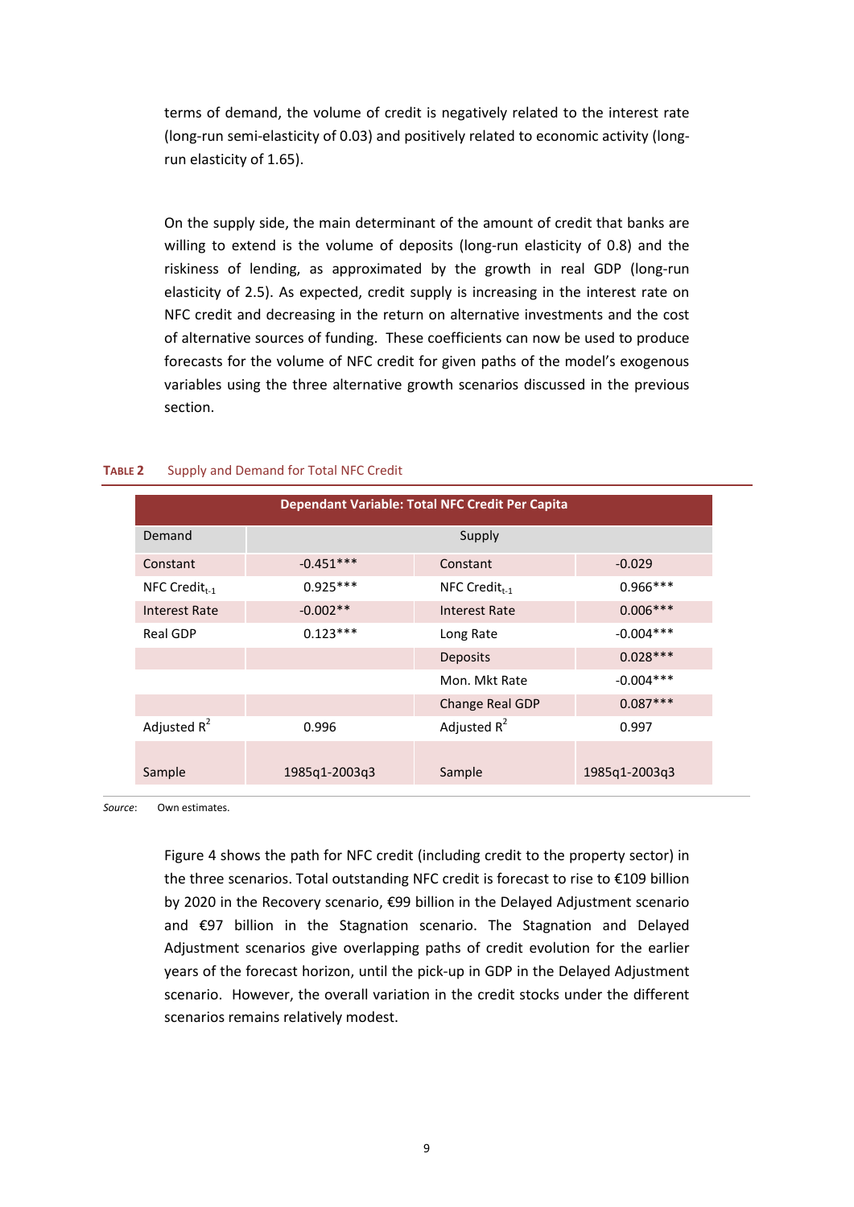terms of demand, the volume of credit is negatively related to the interest rate (long-run semi-elasticity of 0.03) and positively related to economic activity (long-run elasticity of 1.65).

On the supply side, the main determinant of the amount of credit that banks are willing to extend is the volume of deposits (long-run elasticity of 0.8) and the riskiness of lending, as approximated by the growth in real GDP (long-run elasticity of 2.5). As expected, credit supply is increasing in the interest rate on NFC credit and decreasing in the return on alternative investments and the cost of alternative sources of funding. These coefficients can now be used to produce forecasts for the volume of NFC credit for given paths of the model's exogenous variables using the three alternative growth scenarios discussed in the previous section.

**TABLE 2** Supply and Demand for Total NFC Credit

| Dependant Variable: Total NFC Credit Per Capita | | | |
|---|---|---|---|
| Demand | | Supply | |
| Constant | -0.451*** | Constant | -0.029 |
| NFC Credit$_{t-1}$ | 0.925*** | NFC Credit$_{t-1}$ | 0.966*** |
| Interest Rate | -0.002** | Interest Rate | 0.006*** |
| Real GDP | 0.123*** | Long Rate | -0.004*** |
| | | Deposits | 0.028*** |
| | | Mon. Mkt Rate | -0.004*** |
| | | Change Real GDP | 0.087*** |
| Adjusted $R^2$ | 0.996 | Adjusted $R^2$ | 0.997 |
| Sample | 1985q1-2003q3 | Sample | 1985q1-2003q3 |

*Source*: Own estimates.

Figure 4 shows the path for NFC credit (including credit to the property sector) in the three scenarios. Total outstanding NFC credit is forecast to rise to €109 billion by 2020 in the Recovery scenario, €99 billion in the Delayed Adjustment scenario and €97 billion in the Stagnation scenario. The Stagnation and Delayed Adjustment scenarios give overlapping paths of credit evolution for the earlier years of the forecast horizon, until the pick-up in GDP in the Delayed Adjustment scenario. However, the overall variation in the credit stocks under the different scenarios remains relatively modest.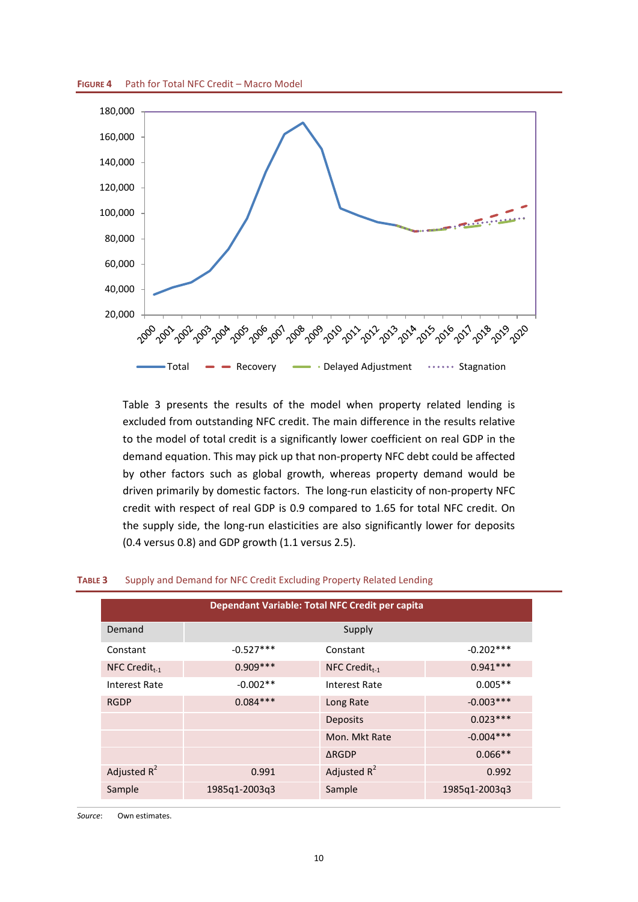**FIGURE 4** Path for Total NFC Credit – Macro Model

Table 3 presents the results of the model when property related lending is excluded from outstanding NFC credit. The main difference in the results relative to the model of total credit is a significantly lower coefficient on real GDP in the demand equation. This may pick up that non-property NFC debt could be affected by other factors such as global growth, whereas property demand would be driven primarily by domestic factors. The long-run elasticity of non-property NFC credit with respect of real GDP is 0.9 compared to 1.65 for total NFC credit. On the supply side, the long-run elasticities are also significantly lower for deposits (0.4 versus 0.8) and GDP growth (1.1 versus 2.5).

**TABLE 3** Supply and Demand for NFC Credit Excluding Property Related Lending

| Dependant Variable: Total NFC Credit per capita | | | |
|---|---|---|---|
| Demand | | Supply | |
| Constant | -0.527*** | Constant | -0.202*** |
| NFC $Credit_{t-1}$ | 0.909*** | NFC $Credit_{t-1}$ | 0.941*** |
| Interest Rate | -0.002** | Interest Rate | 0.005** |
| RGDP | 0.084*** | Long Rate | -0.003*** |
| | | Deposits | 0.023*** |
| | | Mon. Mkt Rate | -0.004*** |
| | | ΔRGDP | 0.066** |
| Adjusted $R^2$ | 0.991 | Adjusted $R^2$ | 0.992 |
| Sample | 1985q1-2003q3 | Sample | 1985q1-2003q3 |

*Source*: Own estimates.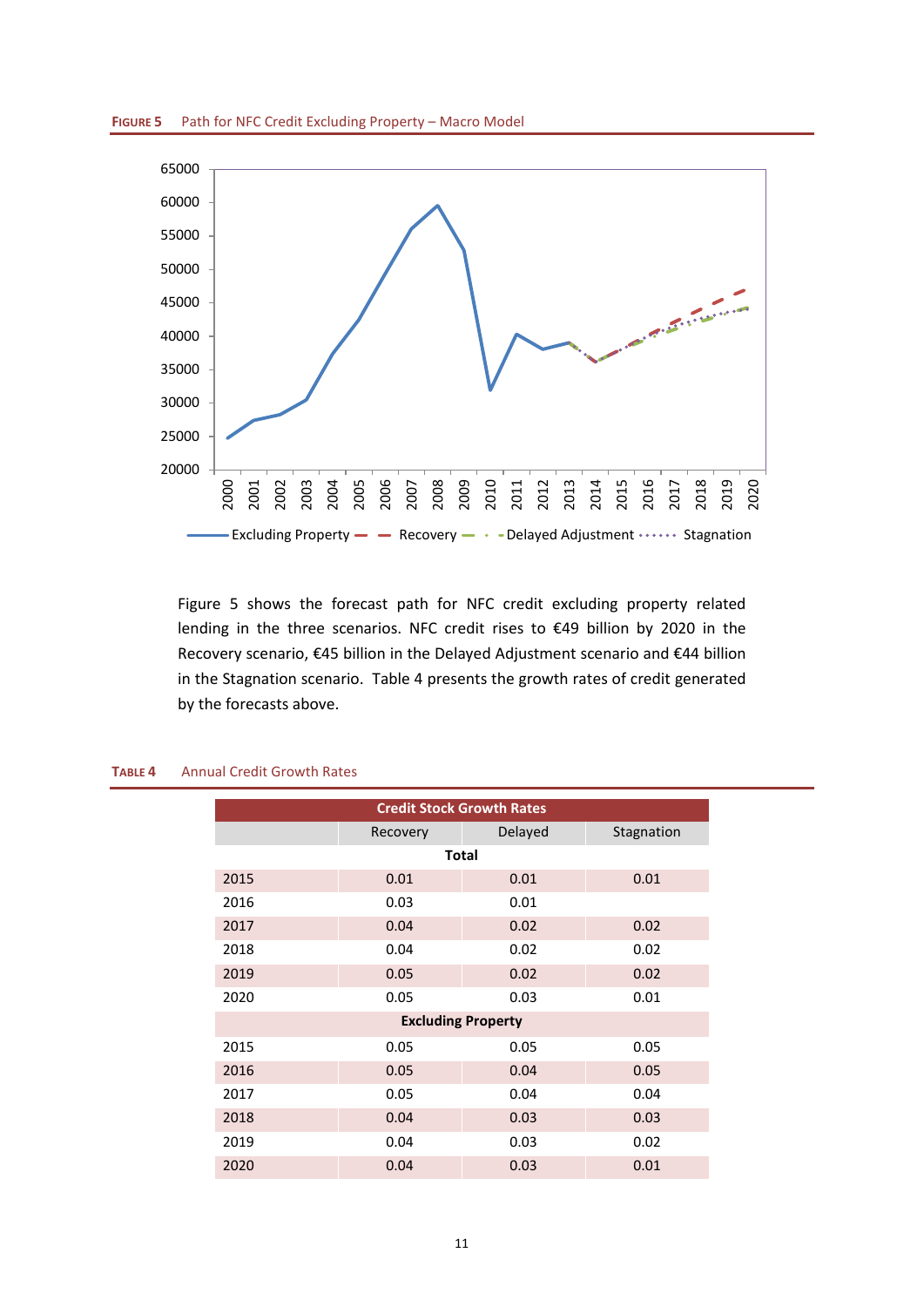**FIGURE 5** Path for NFC Credit Excluding Property – Macro Model

Figure 5 shows the forecast path for NFC credit excluding property related lending in the three scenarios. NFC credit rises to €49 billion by 2020 in the Recovery scenario, €45 billion in the Delayed Adjustment scenario and €44 billion in the Stagnation scenario. Table 4 presents the growth rates of credit generated by the forecasts above.

**TABLE 4** Annual Credit Growth Rates

| Credit Stock Growth Rates | | | |
|---|---|---|---|
| | Recovery | Delayed | Stagnation |
| **Total** | | | |
| 2015 | 0.01 | 0.01 | 0.01 |
| 2016 | 0.03 | 0.01 | |
| 2017 | 0.04 | 0.02 | 0.02 |
| 2018 | 0.04 | 0.02 | 0.02 |
| 2019 | 0.05 | 0.02 | 0.02 |
| 2020 | 0.05 | 0.03 | 0.01 |
| **Excluding Property** | | | |
| 2015 | 0.05 | 0.05 | 0.05 |
| 2016 | 0.05 | 0.04 | 0.05 |
| 2017 | 0.05 | 0.04 | 0.04 |
| 2018 | 0.04 | 0.03 | 0.03 |
| 2019 | 0.04 | 0.03 | 0.02 |
| 2020 | 0.04 | 0.03 | 0.01 |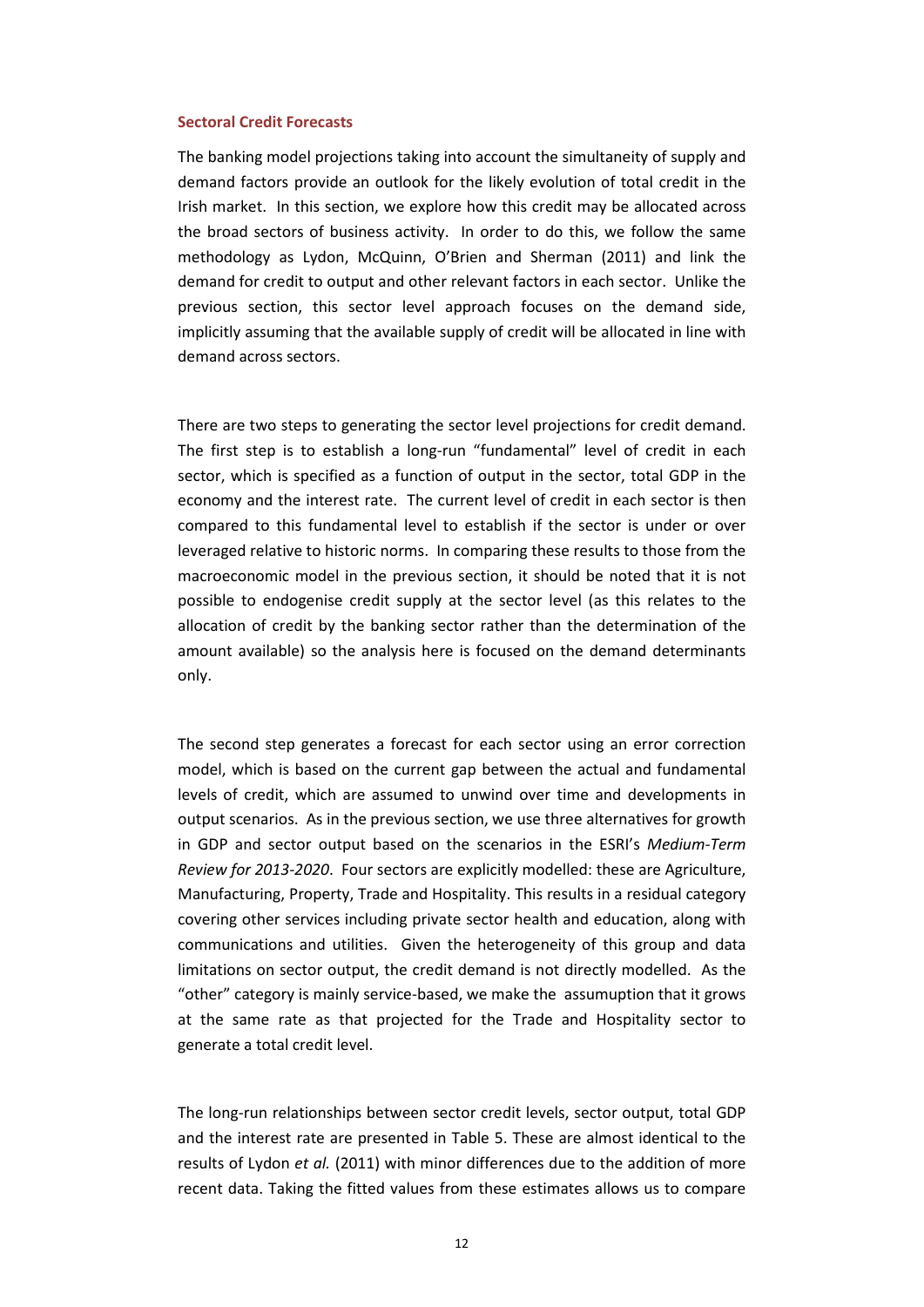### Sectoral Credit Forecasts

The banking model projections taking into account the simultaneity of supply and demand factors provide an outlook for the likely evolution of total credit in the Irish market. In this section, we explore how this credit may be allocated across the broad sectors of business activity. In order to do this, we follow the same methodology as Lydon, McQuinn, O'Brien and Sherman (2011) and link the demand for credit to output and other relevant factors in each sector. Unlike the previous section, this sector level approach focuses on the demand side, implicitly assuming that the available supply of credit will be allocated in line with demand across sectors.

There are two steps to generating the sector level projections for credit demand. The first step is to establish a long-run "fundamental" level of credit in each sector, which is specified as a function of output in the sector, total GDP in the economy and the interest rate. The current level of credit in each sector is then compared to this fundamental level to establish if the sector is under or over leveraged relative to historic norms. In comparing these results to those from the macroeconomic model in the previous section, it should be noted that it is not possible to endogenise credit supply at the sector level (as this relates to the allocation of credit by the banking sector rather than the determination of the amount available) so the analysis here is focused on the demand determinants only.

The second step generates a forecast for each sector using an error correction model, which is based on the current gap between the actual and fundamental levels of credit, which are assumed to unwind over time and developments in output scenarios. As in the previous section, we use three alternatives for growth in GDP and sector output based on the scenarios in the ESRI's *Medium-Term Review for 2013-2020*. Four sectors are explicitly modelled: these are Agriculture, Manufacturing, Property, Trade and Hospitality. This results in a residual category covering other services including private sector health and education, along with communications and utilities. Given the heterogeneity of this group and data limitations on sector output, the credit demand is not directly modelled. As the "other" category is mainly service-based, we make the assumuption that it grows at the same rate as that projected for the Trade and Hospitality sector to generate a total credit level.

The long-run relationships between sector credit levels, sector output, total GDP and the interest rate are presented in Table 5. These are almost identical to the results of Lydon *et al.* (2011) with minor differences due to the addition of more recent data. Taking the fitted values from these estimates allows us to compare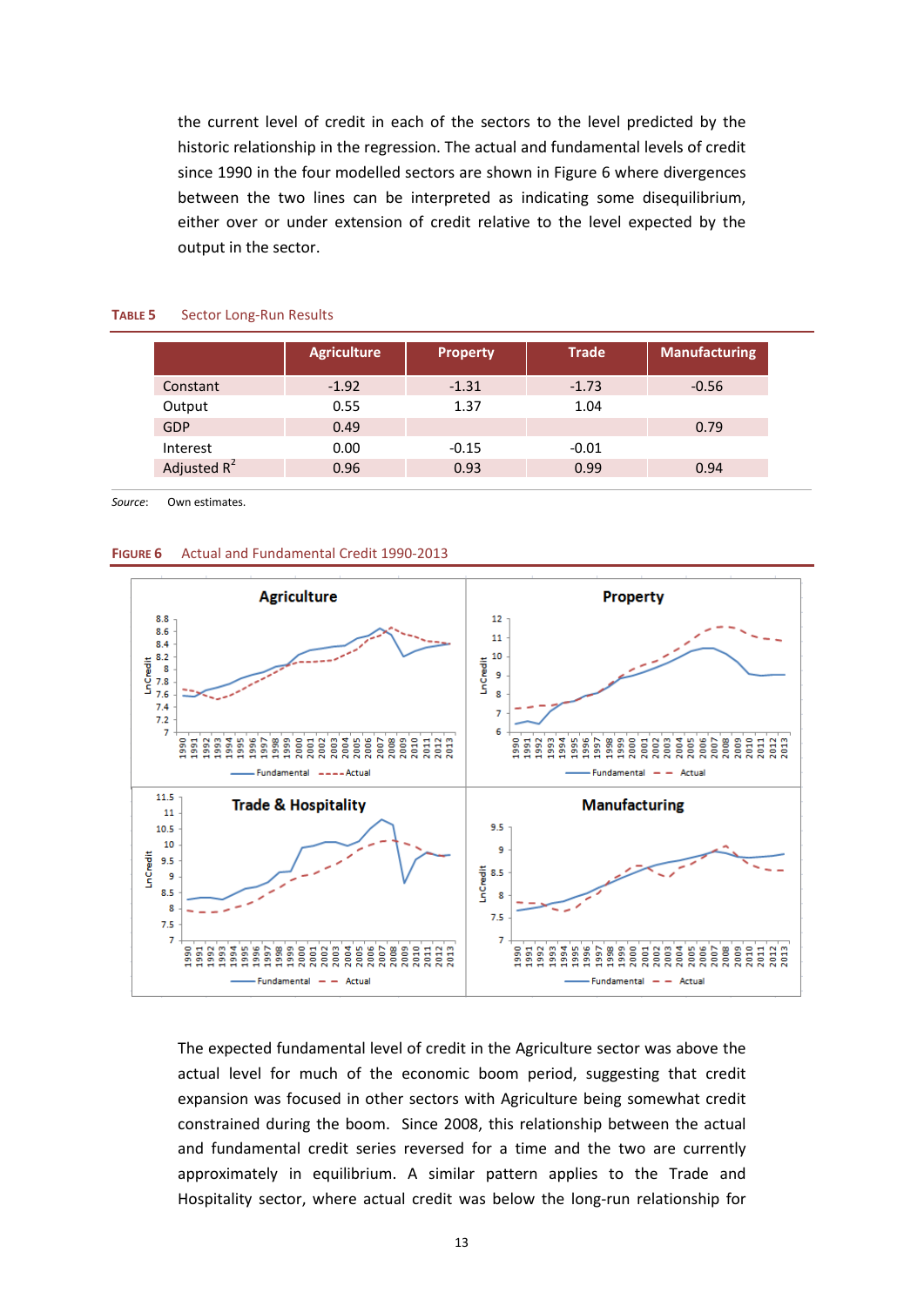the current level of credit in each of the sectors to the level predicted by the historic relationship in the regression. The actual and fundamental levels of credit since 1990 in the four modelled sectors are shown in Figure 6 where divergences between the two lines can be interpreted as indicating some disequilibrium, either over or under extension of credit relative to the level expected by the output in the sector.

**TABLE 5** Sector Long-Run Results

| | Agriculture | Property | Trade | Manufacturing |
|---|---|---|---|---|
| Constant | -1.92 | -1.31 | -1.73 | -0.56 |
| Output | 0.55 | 1.37 | 1.04 | |
| GDP | 0.49 | | | 0.79 |
| Interest | 0.00 | -0.15 | -0.01 | |
| Adjusted $R^2$ | 0.96 | 0.93 | 0.99 | 0.94 |

*Source*: Own estimates.

**FIGURE 6** Actual and Fundamental Credit 1990-2013

The expected fundamental level of credit in the Agriculture sector was above the actual level for much of the economic boom period, suggesting that credit expansion was focused in other sectors with Agriculture being somewhat credit constrained during the boom. Since 2008, this relationship between the actual and fundamental credit series reversed for a time and the two are currently approximately in equilibrium. A similar pattern applies to the Trade and Hospitality sector, where actual credit was below the long-run relationship for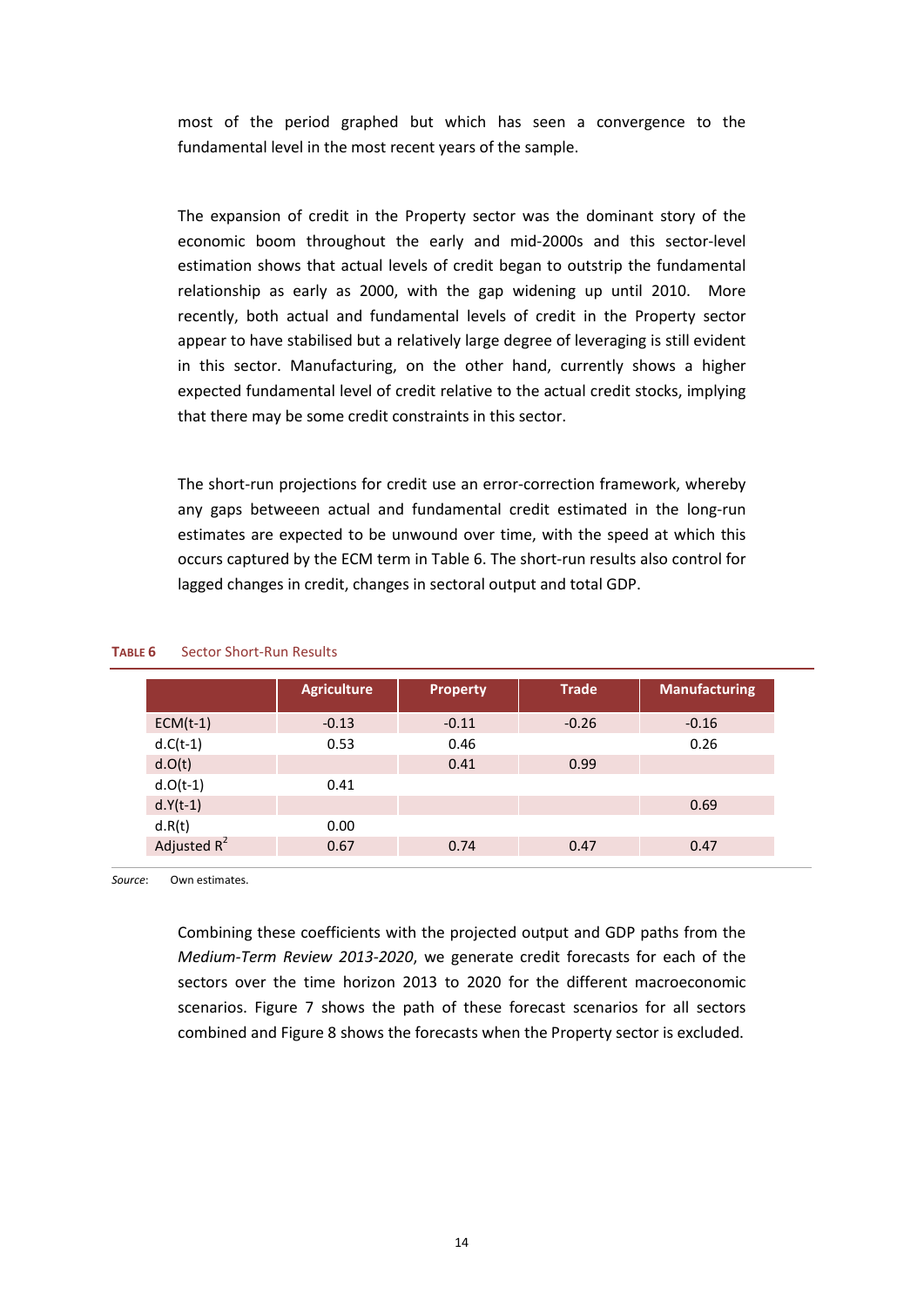most of the period graphed but which has seen a convergence to the fundamental level in the most recent years of the sample.

The expansion of credit in the Property sector was the dominant story of the economic boom throughout the early and mid-2000s and this sector-level estimation shows that actual levels of credit began to outstrip the fundamental relationship as early as 2000, with the gap widening up until 2010. More recently, both actual and fundamental levels of credit in the Property sector appear to have stabilised but a relatively large degree of leveraging is still evident in this sector. Manufacturing, on the other hand, currently shows a higher expected fundamental level of credit relative to the actual credit stocks, implying that there may be some credit constraints in this sector.

The short-run projections for credit use an error-correction framework, whereby any gaps betweeen actual and fundamental credit estimated in the long-run estimates are expected to be unwound over time, with the speed at which this occurs captured by the ECM term in Table 6. The short-run results also control for lagged changes in credit, changes in sectoral output and total GDP.

**TABLE 6** Sector Short-Run Results

| | Agriculture | Property | Trade | Manufacturing |
|---|---|---|---|---|
| ECM(t-1) | -0.13 | -0.11 | -0.26 | -0.16 |
| d.C(t-1) | 0.53 | 0.46 | | 0.26 |
| d.O(t) | | 0.41 | 0.99 | |
| d.O(t-1) | 0.41 | | | |
| d.Y(t-1) | | | | 0.69 |
| d.R(t) | 0.00 | | | |
| Adjusted $R^2$ | 0.67 | 0.74 | 0.47 | 0.47 |

*Source*: Own estimates.

Combining these coefficients with the projected output and GDP paths from the *Medium-Term Review 2013-2020*, we generate credit forecasts for each of the sectors over the time horizon 2013 to 2020 for the different macroeconomic scenarios. Figure 7 shows the path of these forecast scenarios for all sectors combined and Figure 8 shows the forecasts when the Property sector is excluded.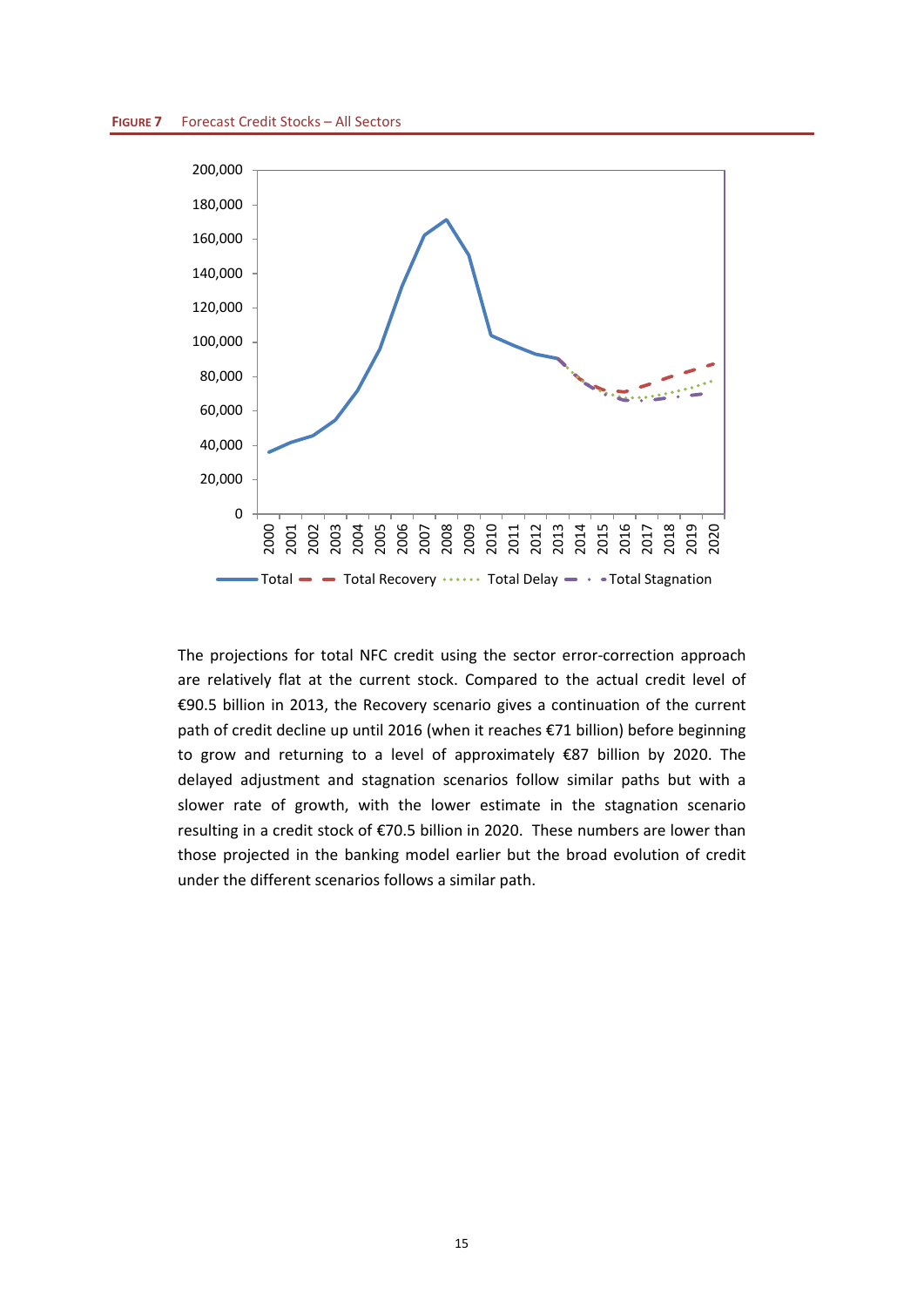**FIGURE 7** Forecast Credit Stocks – All Sectors

The projections for total NFC credit using the sector error-correction approach are relatively flat at the current stock. Compared to the actual credit level of €90.5 billion in 2013, the Recovery scenario gives a continuation of the current path of credit decline up until 2016 (when it reaches €71 billion) before beginning to grow and returning to a level of approximately €87 billion by 2020. The delayed adjustment and stagnation scenarios follow similar paths but with a slower rate of growth, with the lower estimate in the stagnation scenario resulting in a credit stock of €70.5 billion in 2020. These numbers are lower than those projected in the banking model earlier but the broad evolution of credit under the different scenarios follows a similar path.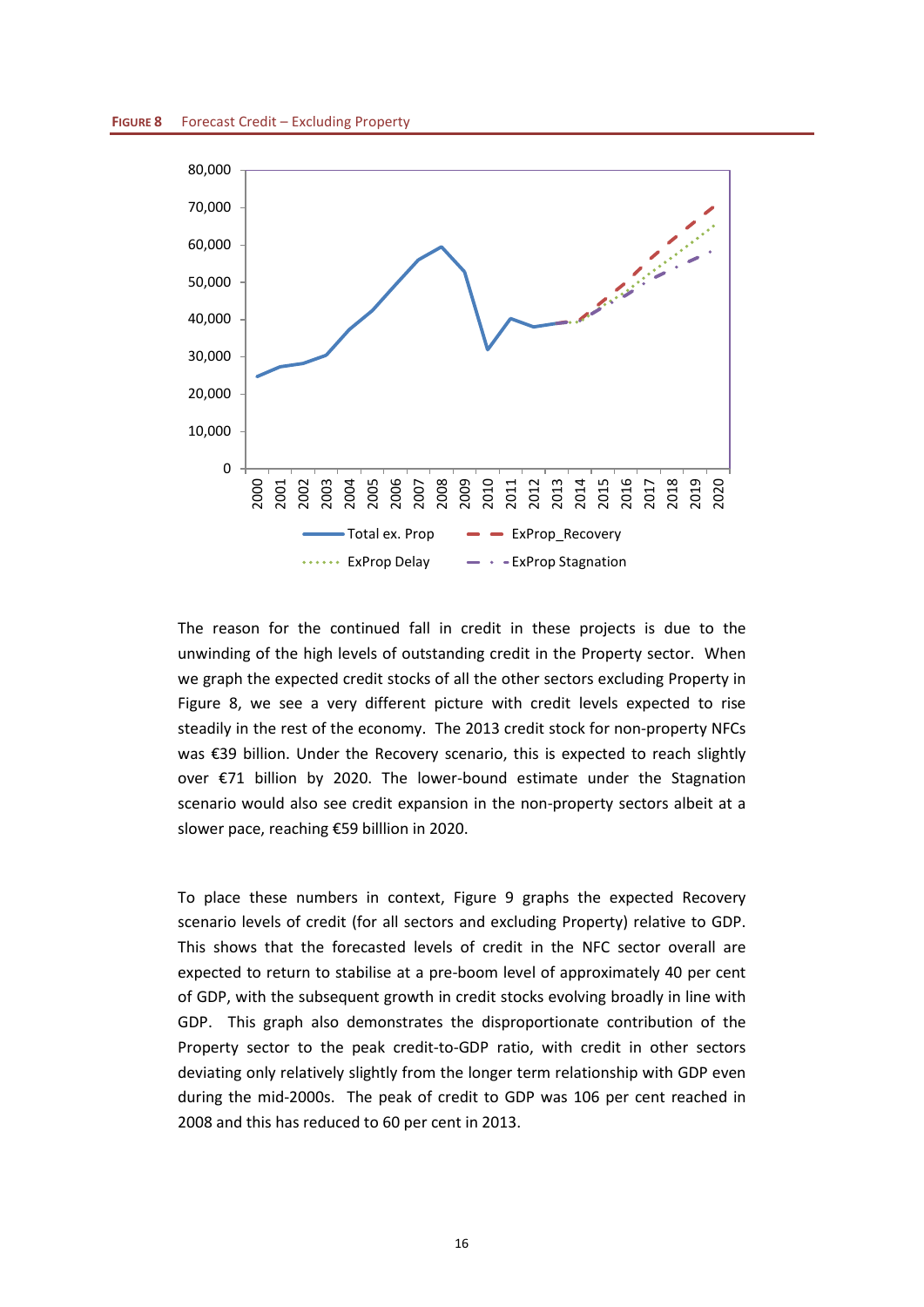**FIGURE 8** Forecast Credit – Excluding Property

The reason for the continued fall in credit in these projects is due to the unwinding of the high levels of outstanding credit in the Property sector. When we graph the expected credit stocks of all the other sectors excluding Property in Figure 8, we see a very different picture with credit levels expected to rise steadily in the rest of the economy. The 2013 credit stock for non-property NFCs was €39 billion. Under the Recovery scenario, this is expected to reach slightly over €71 billion by 2020. The lower-bound estimate under the Stagnation scenario would also see credit expansion in the non-property sectors albeit at a slower pace, reaching €59 billlion in 2020.

To place these numbers in context, Figure 9 graphs the expected Recovery scenario levels of credit (for all sectors and excluding Property) relative to GDP. This shows that the forecasted levels of credit in the NFC sector overall are expected to return to stabilise at a pre-boom level of approximately 40 per cent of GDP, with the subsequent growth in credit stocks evolving broadly in line with GDP. This graph also demonstrates the disproportionate contribution of the Property sector to the peak credit-to-GDP ratio, with credit in other sectors deviating only relatively slightly from the longer term relationship with GDP even during the mid-2000s. The peak of credit to GDP was 106 per cent reached in 2008 and this has reduced to 60 per cent in 2013.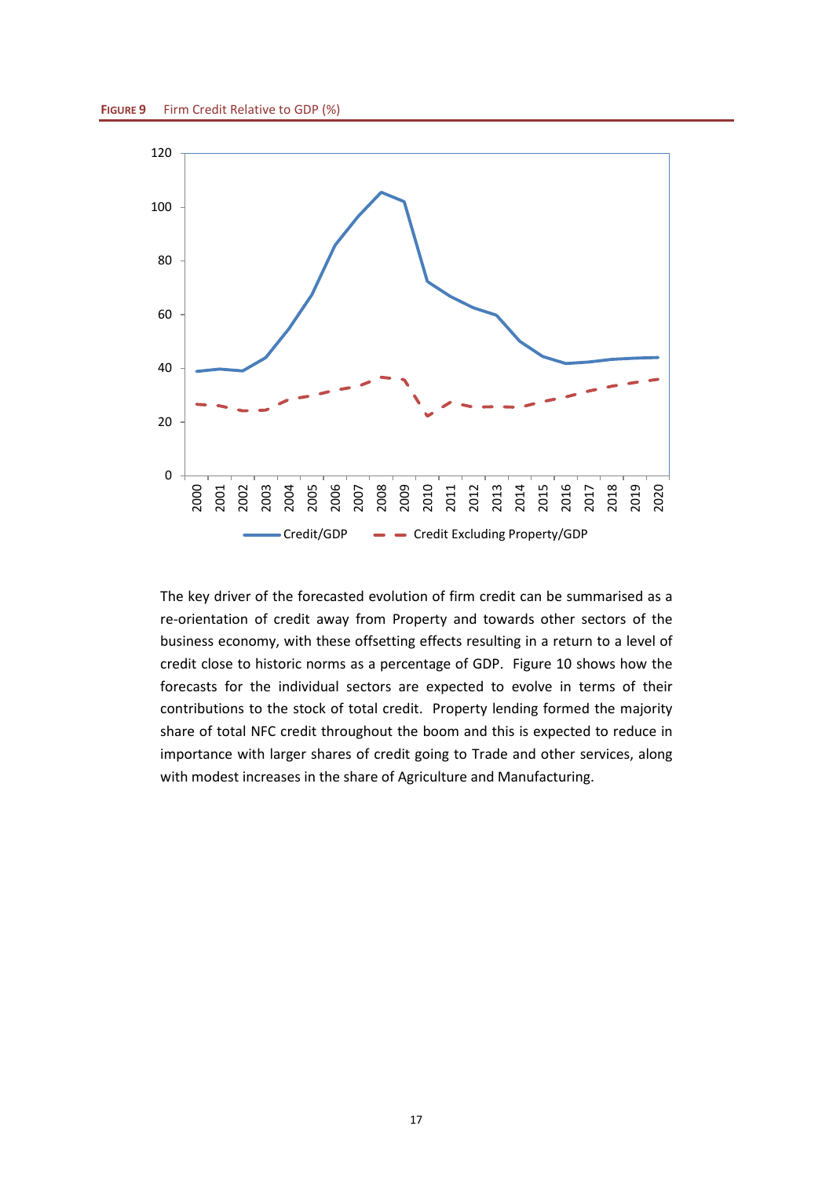**FIGURE 9** Firm Credit Relative to GDP (%)

The key driver of the forecasted evolution of firm credit can be summarised as a re-orientation of credit away from Property and towards other sectors of the business economy, with these offsetting effects resulting in a return to a level of credit close to historic norms as a percentage of GDP. Figure 10 shows how the forecasts for the individual sectors are expected to evolve in terms of their contributions to the stock of total credit. Property lending formed the majority share of total NFC credit throughout the boom and this is expected to reduce in importance with larger shares of credit going to Trade and other services, along with modest increases in the share of Agriculture and Manufacturing.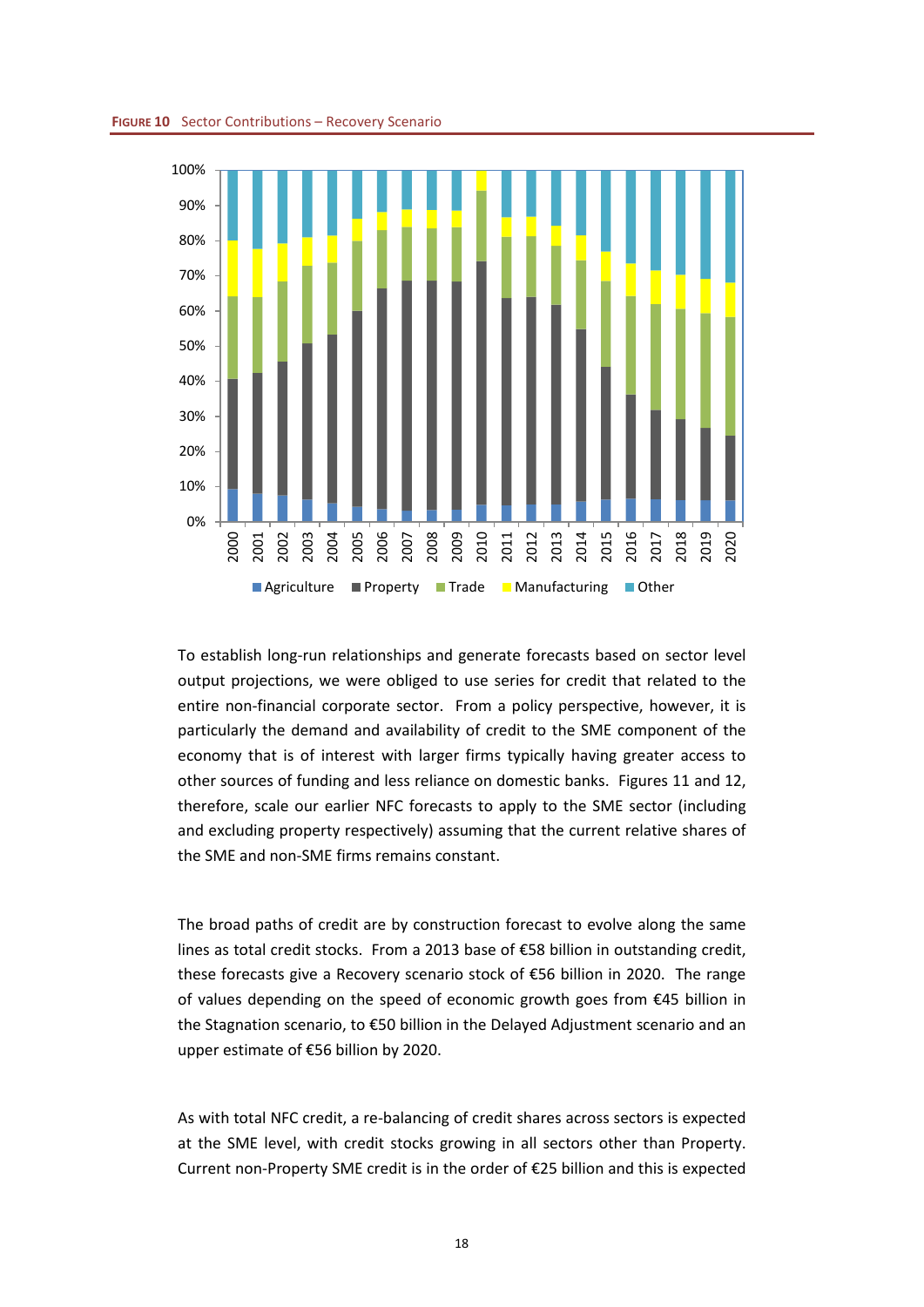**FIGURE 10** Sector Contributions – Recovery Scenario

To establish long-run relationships and generate forecasts based on sector level output projections, we were obliged to use series for credit that related to the entire non-financial corporate sector. From a policy perspective, however, it is particularly the demand and availability of credit to the SME component of the economy that is of interest with larger firms typically having greater access to other sources of funding and less reliance on domestic banks. Figures 11 and 12, therefore, scale our earlier NFC forecasts to apply to the SME sector (including and excluding property respectively) assuming that the current relative shares of the SME and non-SME firms remains constant.

The broad paths of credit are by construction forecast to evolve along the same lines as total credit stocks. From a 2013 base of €58 billion in outstanding credit, these forecasts give a Recovery scenario stock of €56 billion in 2020. The range of values depending on the speed of economic growth goes from €45 billion in the Stagnation scenario, to €50 billion in the Delayed Adjustment scenario and an upper estimate of €56 billion by 2020.

As with total NFC credit, a re-balancing of credit shares across sectors is expected at the SME level, with credit stocks growing in all sectors other than Property. Current non-Property SME credit is in the order of €25 billion and this is expected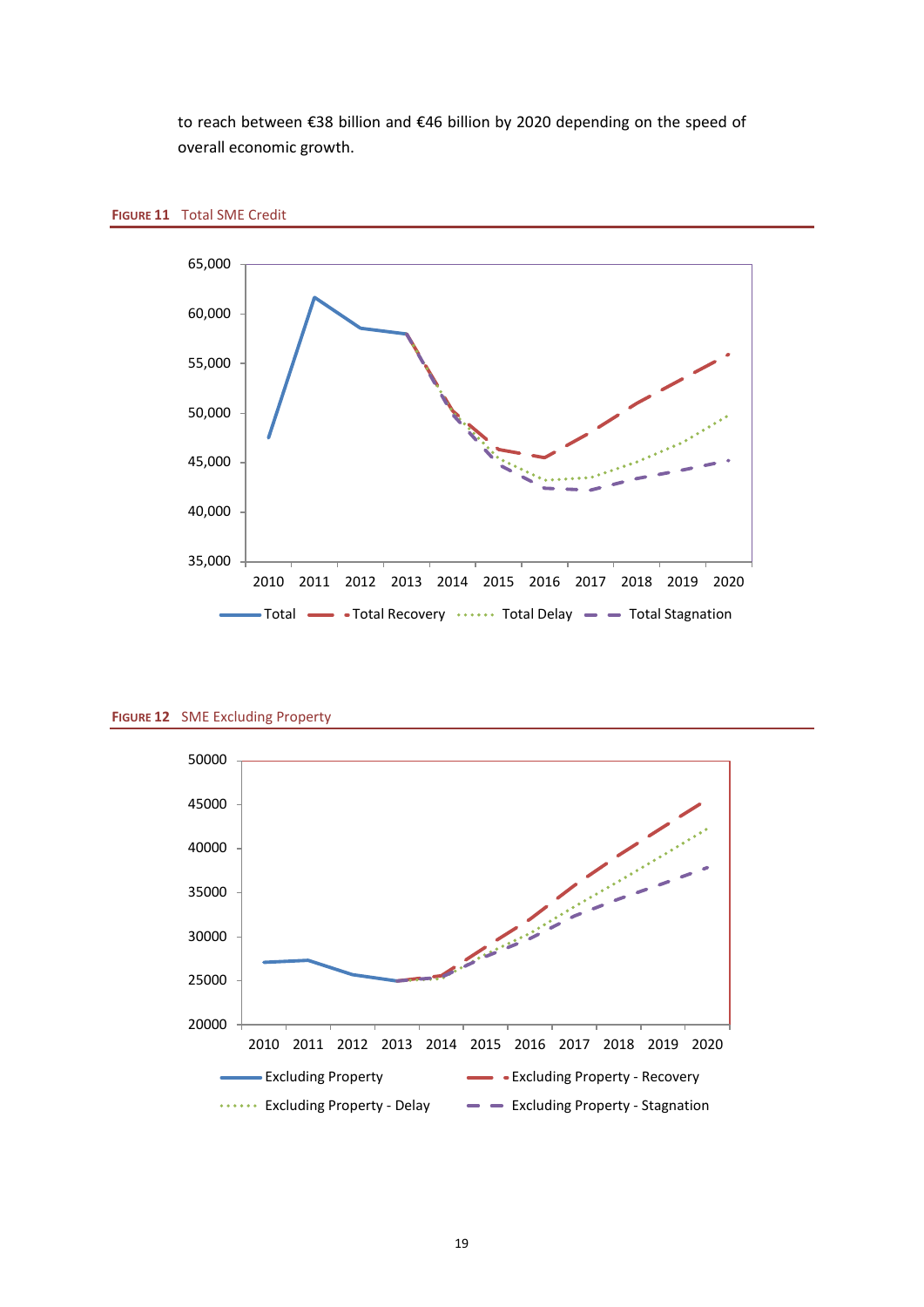to reach between €38 billion and €46 billion by 2020 depending on the speed of overall economic growth.

**FIGURE 11** Total SME Credit

**FIGURE 12** SME Excluding Property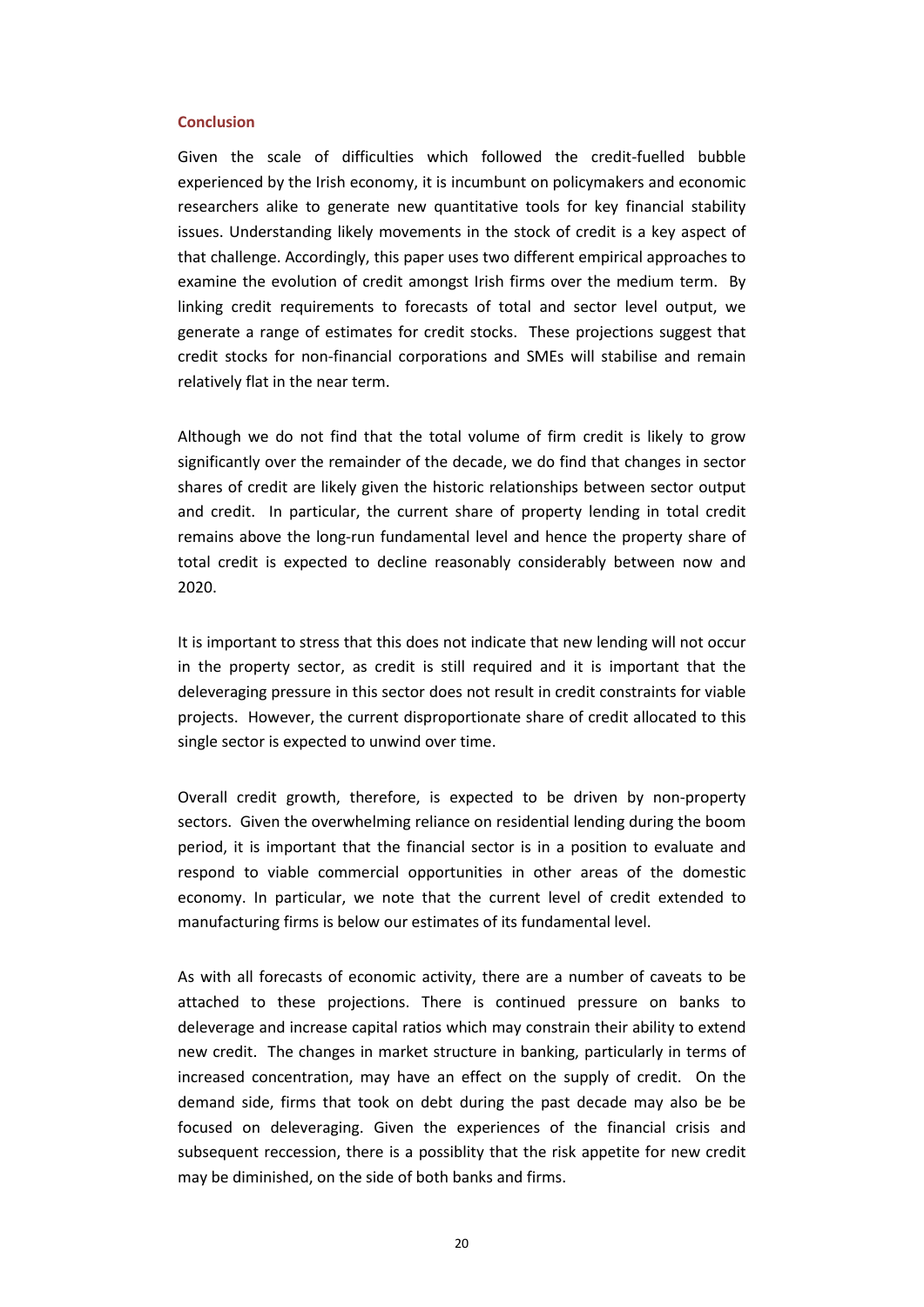## Conclusion

Given the scale of difficulties which followed the credit-fuelled bubble experienced by the Irish economy, it is incumbunt on policymakers and economic researchers alike to generate new quantitative tools for key financial stability issues. Understanding likely movements in the stock of credit is a key aspect of that challenge. Accordingly, this paper uses two different empirical approaches to examine the evolution of credit amongst Irish firms over the medium term. By linking credit requirements to forecasts of total and sector level output, we generate a range of estimates for credit stocks. These projections suggest that credit stocks for non-financial corporations and SMEs will stabilise and remain relatively flat in the near term.

Although we do not find that the total volume of firm credit is likely to grow significantly over the remainder of the decade, we do find that changes in sector shares of credit are likely given the historic relationships between sector output and credit. In particular, the current share of property lending in total credit remains above the long-run fundamental level and hence the property share of total credit is expected to decline reasonably considerably between now and 2020.

It is important to stress that this does not indicate that new lending will not occur in the property sector, as credit is still required and it is important that the deleveraging pressure in this sector does not result in credit constraints for viable projects. However, the current disproportionate share of credit allocated to this single sector is expected to unwind over time.

Overall credit growth, therefore, is expected to be driven by non-property sectors. Given the overwhelming reliance on residential lending during the boom period, it is important that the financial sector is in a position to evaluate and respond to viable commercial opportunities in other areas of the domestic economy. In particular, we note that the current level of credit extended to manufacturing firms is below our estimates of its fundamental level.

As with all forecasts of economic activity, there are a number of caveats to be attached to these projections. There is continued pressure on banks to deleverage and increase capital ratios which may constrain their ability to extend new credit. The changes in market structure in banking, particularly in terms of increased concentration, may have an effect on the supply of credit. On the demand side, firms that took on debt during the past decade may also be be focused on deleveraging. Given the experiences of the financial crisis and subsequent reccession, there is a possiblity that the risk appetite for new credit may be diminished, on the side of both banks and firms.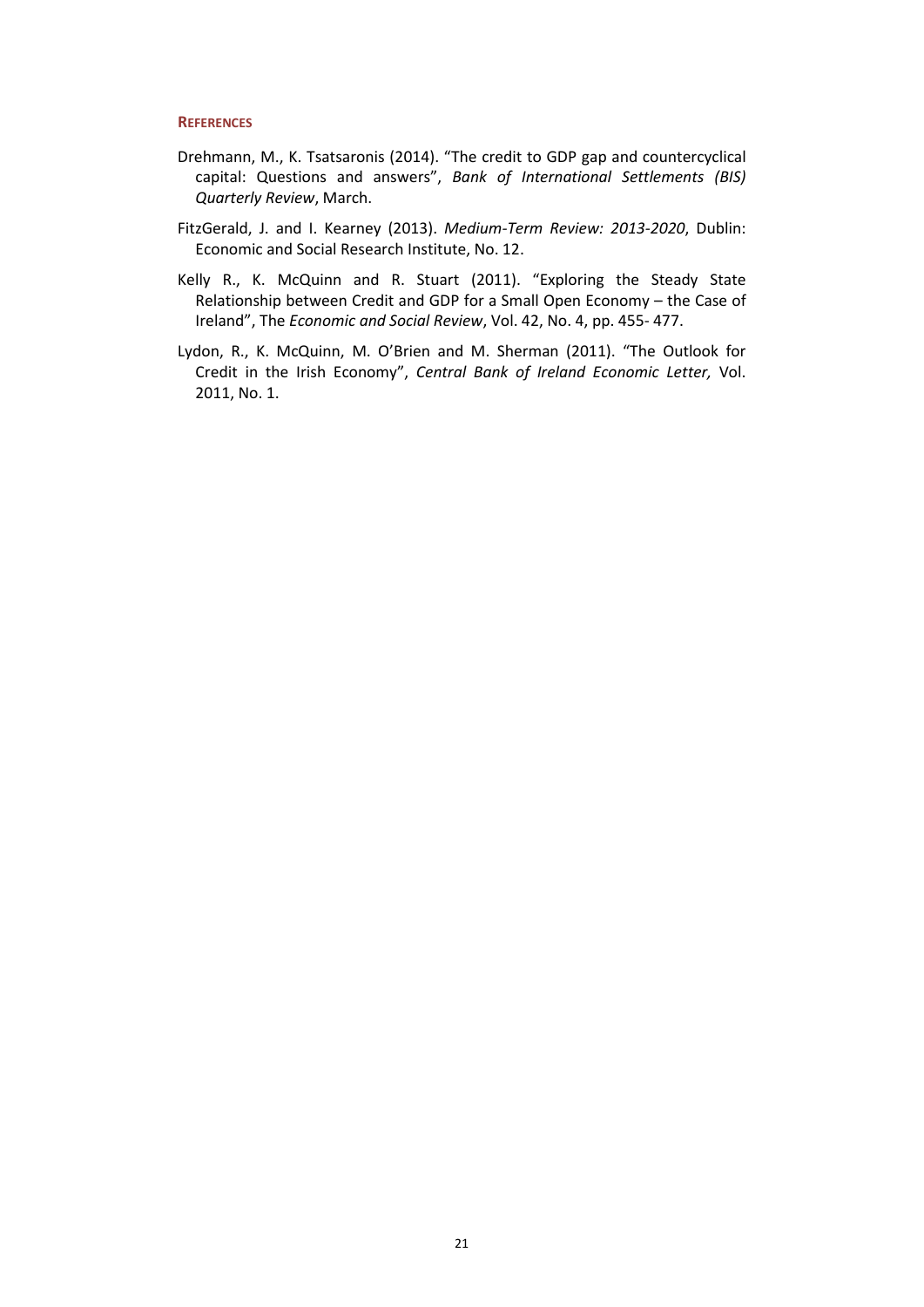#### REFERENCES

Drehmann, M., K. Tsatsaronis (2014). "The credit to GDP gap and countercyclical capital: Questions and answers", *Bank of International Settlements (BIS) Quarterly Review*, March.

FitzGerald, J. and I. Kearney (2013). *Medium-Term Review: 2013-2020*, Dublin: Economic and Social Research Institute, No. 12.

Kelly R., K. McQuinn and R. Stuart (2011). "Exploring the Steady State Relationship between Credit and GDP for a Small Open Economy – the Case of Ireland", The *Economic and Social Review*, Vol. 42, No. 4, pp. 455- 477.

Lydon, R., K. McQuinn, M. O'Brien and M. Sherman (2011). "The Outlook for Credit in the Irish Economy", *Central Bank of Ireland Economic Letter,* Vol. 2011, No. 1.